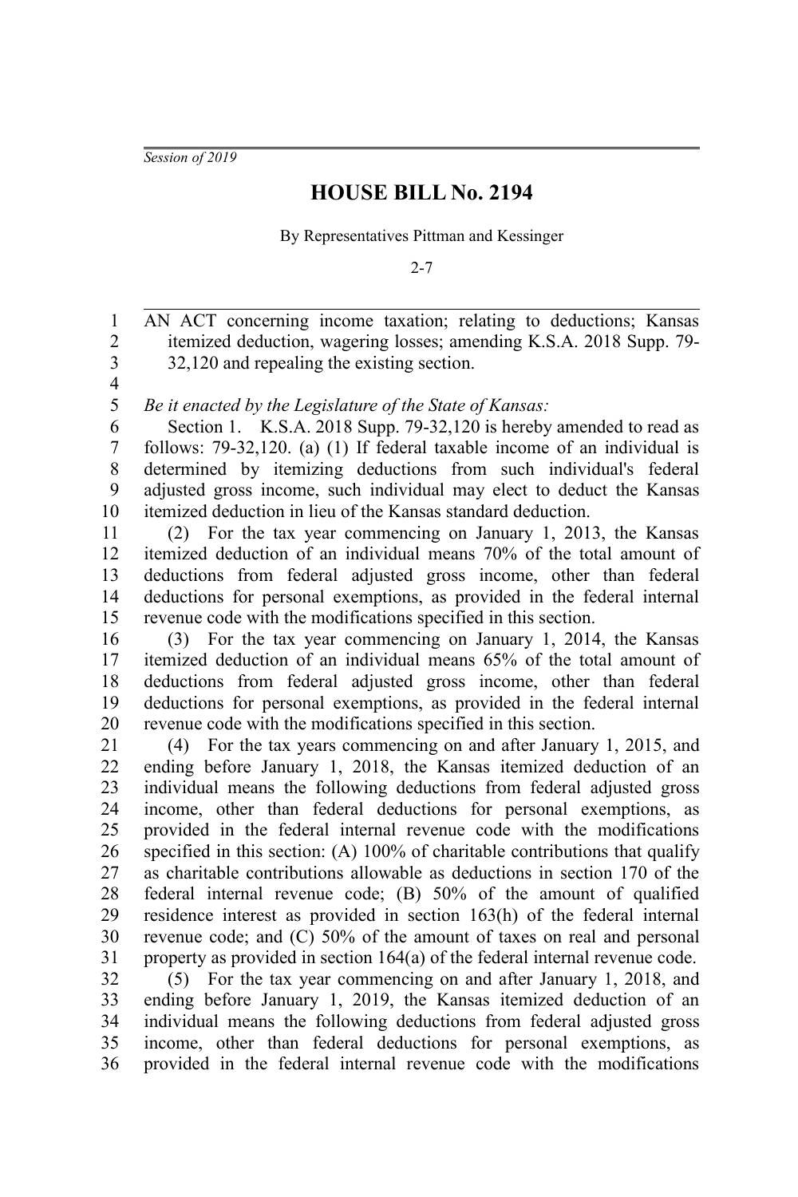*Session of 2019*

# HOUSE BILL No. 2194

By Representatives Pittman and Kessinger

2-7

AN ACT concerning income taxation; relating to deductions; Kansas itemized deduction, wagering losses; amending K.S.A. 2018 Supp. 79-32,120 and repealing the existing section.

*Be it enacted by the Legislature of the State of Kansas:*

Section 1. K.S.A. 2018 Supp. 79-32,120 is hereby amended to read as follows: 79-32,120. (a) (1) If federal taxable income of an individual is determined by itemizing deductions from such individual's federal adjusted gross income, such individual may elect to deduct the Kansas itemized deduction in lieu of the Kansas standard deduction.

(2) For the tax year commencing on January 1, 2013, the Kansas itemized deduction of an individual means 70% of the total amount of deductions from federal adjusted gross income, other than federal deductions for personal exemptions, as provided in the federal internal revenue code with the modifications specified in this section.

(3) For the tax year commencing on January 1, 2014, the Kansas itemized deduction of an individual means 65% of the total amount of deductions from federal adjusted gross income, other than federal deductions for personal exemptions, as provided in the federal internal revenue code with the modifications specified in this section.

(4) For the tax years commencing on and after January 1, 2015, and ending before January 1, 2018, the Kansas itemized deduction of an individual means the following deductions from federal adjusted gross income, other than federal deductions for personal exemptions, as provided in the federal internal revenue code with the modifications specified in this section: (A) 100% of charitable contributions that qualify as charitable contributions allowable as deductions in section 170 of the federal internal revenue code; (B) 50% of the amount of qualified residence interest as provided in section 163(h) of the federal internal revenue code; and (C) 50% of the amount of taxes on real and personal property as provided in section 164(a) of the federal internal revenue code.

(5) For the tax year commencing on and after January 1, 2018, and ending before January 1, 2019, the Kansas itemized deduction of an individual means the following deductions from federal adjusted gross income, other than federal deductions for personal exemptions, as provided in the federal internal revenue code with the modifications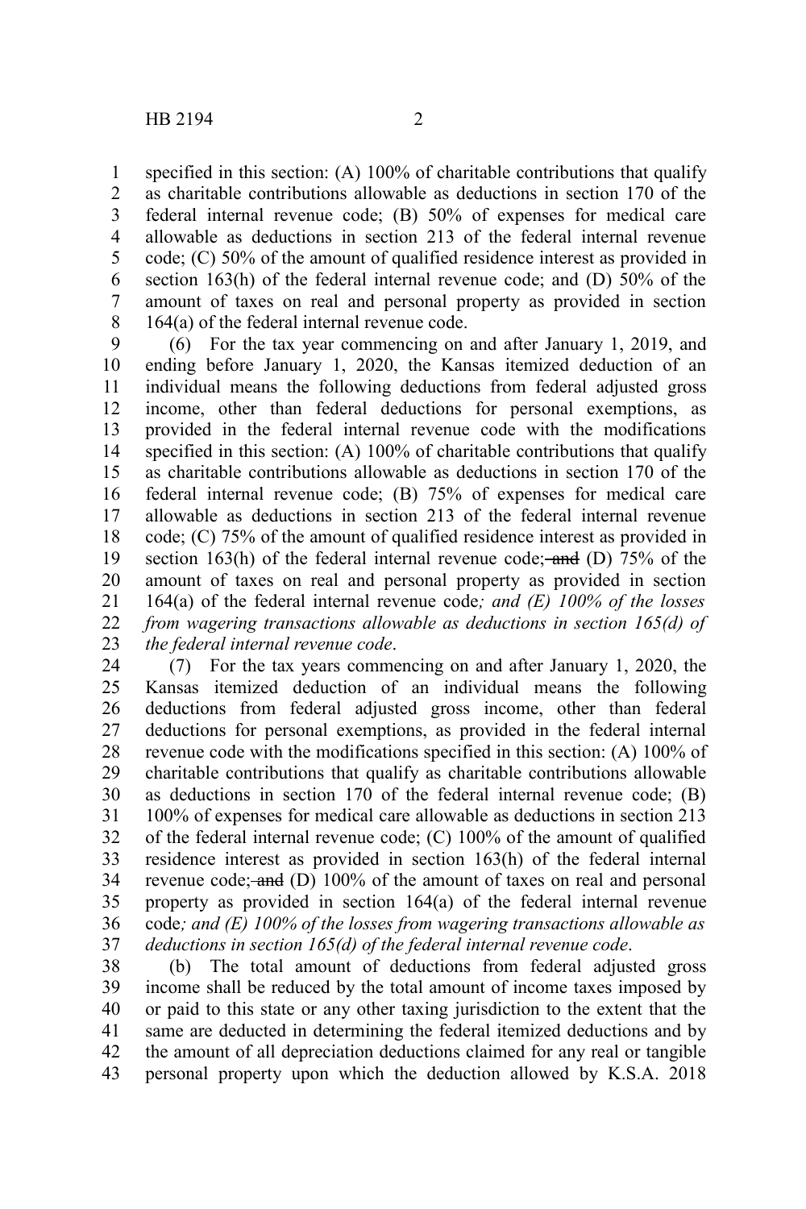specified in this section: (A) 100% of charitable contributions that qualify as charitable contributions allowable as deductions in section 170 of the federal internal revenue code; (B) 50% of expenses for medical care allowable as deductions in section 213 of the federal internal revenue code; (C) 50% of the amount of qualified residence interest as provided in section 163(h) of the federal internal revenue code; and (D) 50% of the amount of taxes on real and personal property as provided in section 164(a) of the federal internal revenue code.

(6) For the tax year commencing on and after January 1, 2019, and ending before January 1, 2020, the Kansas itemized deduction of an individual means the following deductions from federal adjusted gross income, other than federal deductions for personal exemptions, as provided in the federal internal revenue code with the modifications specified in this section: (A) 100% of charitable contributions that qualify as charitable contributions allowable as deductions in section 170 of the federal internal revenue code; (B) 75% of expenses for medical care allowable as deductions in section 213 of the federal internal revenue code; (C) 75% of the amount of qualified residence interest as provided in section 163(h) of the federal internal revenue code; ~~and~~ (D) 75% of the amount of taxes on real and personal property as provided in section 164(a) of the federal internal revenue code*; and (E) 100% of the losses from wagering transactions allowable as deductions in section 165(d) of the federal internal revenue code*.

(7) For the tax years commencing on and after January 1, 2020, the Kansas itemized deduction of an individual means the following deductions from federal adjusted gross income, other than federal deductions for personal exemptions, as provided in the federal internal revenue code with the modifications specified in this section: (A) 100% of charitable contributions that qualify as charitable contributions allowable as deductions in section 170 of the federal internal revenue code; (B) 100% of expenses for medical care allowable as deductions in section 213 of the federal internal revenue code; (C) 100% of the amount of qualified residence interest as provided in section 163(h) of the federal internal revenue code; ~~and~~ (D) 100% of the amount of taxes on real and personal property as provided in section 164(a) of the federal internal revenue code*; and (E) 100% of the losses from wagering transactions allowable as deductions in section 165(d) of the federal internal revenue code*.

(b) The total amount of deductions from federal adjusted gross income shall be reduced by the total amount of income taxes imposed by or paid to this state or any other taxing jurisdiction to the extent that the same are deducted in determining the federal itemized deductions and by the amount of all depreciation deductions claimed for any real or tangible personal property upon which the deduction allowed by K.S.A. 2018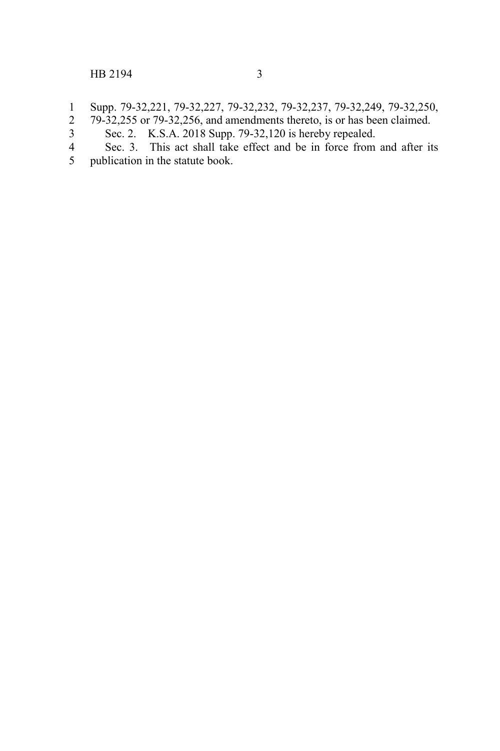Supp. 79-32,221, 79-32,227, 79-32,232, 79-32,237, 79-32,249, 79-32,250, 79-32,255 or 79-32,256, and amendments thereto, is or has been claimed.

Sec. 2. K.S.A. 2018 Supp. 79-32,120 is hereby repealed.

Sec. 3. This act shall take effect and be in force from and after its publication in the statute book.